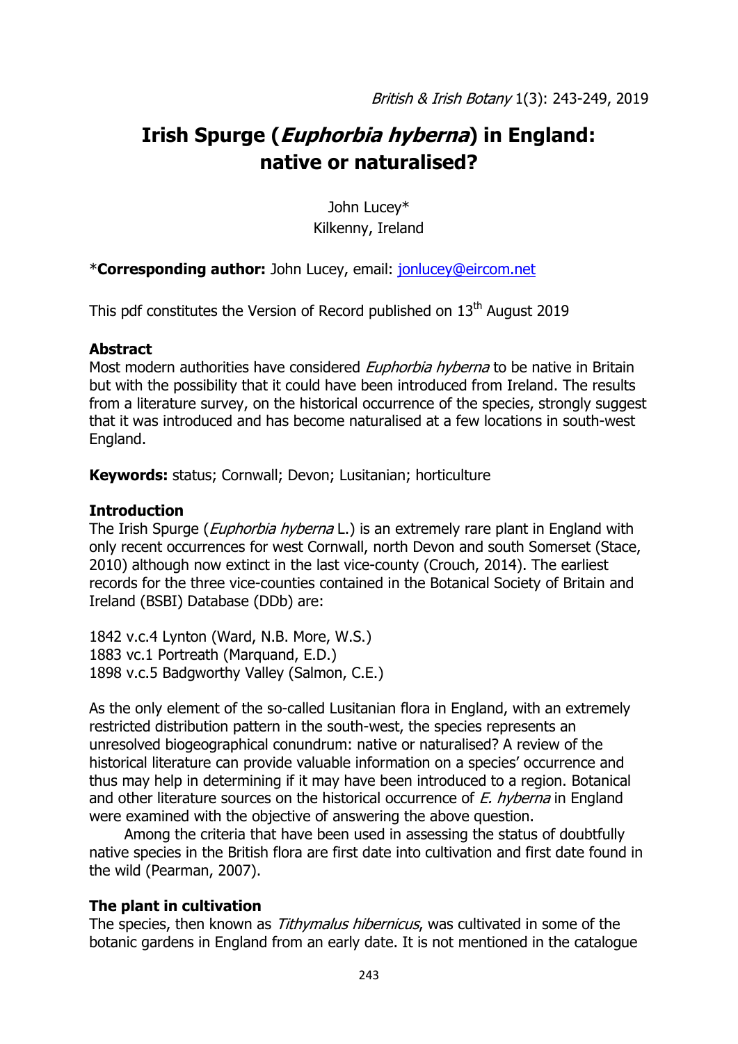# Irish Spurge (*Euphorbia hyberna*) in England: native or naturalised?

John Lucey*
Kilkenny, Ireland

***Corresponding author:** John Lucey, email: jonlucey@eircom.net

This pdf constitutes the Version of Record published on 13th August 2019

## Abstract

Most modern authorities have considered *Euphorbia hyberna* to be native in Britain but with the possibility that it could have been introduced from Ireland. The results from a literature survey, on the historical occurrence of the species, strongly suggest that it was introduced and has become naturalised at a few locations in south-west England.

**Keywords:** status; Cornwall; Devon; Lusitanian; horticulture

## Introduction

The Irish Spurge (*Euphorbia hyberna* L.) is an extremely rare plant in England with only recent occurrences for west Cornwall, north Devon and south Somerset (Stace, 2010) although now extinct in the last vice-county (Crouch, 2014). The earliest records for the three vice-counties contained in the Botanical Society of Britain and Ireland (BSBI) Database (DDb) are:

1842 v.c.4 Lynton (Ward, N.B. More, W.S.)
1883 vc.1 Portreath (Marquand, E.D.)
1898 v.c.5 Badgworthy Valley (Salmon, C.E.)

As the only element of the so-called Lusitanian flora in England, with an extremely restricted distribution pattern in the south-west, the species represents an unresolved biogeographical conundrum: native or naturalised? A review of the historical literature can provide valuable information on a species' occurrence and thus may help in determining if it may have been introduced to a region. Botanical and other literature sources on the historical occurrence of *E. hyberna* in England were examined with the objective of answering the above question.

Among the criteria that have been used in assessing the status of doubtfully native species in the British flora are first date into cultivation and first date found in the wild (Pearman, 2007).

## The plant in cultivation

The species, then known as *Tithymalus hibernicus*, was cultivated in some of the botanic gardens in England from an early date. It is not mentioned in the catalogue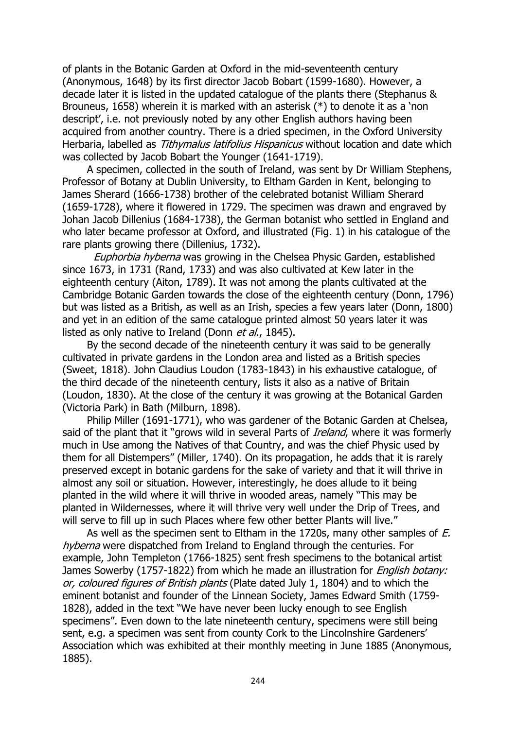of plants in the Botanic Garden at Oxford in the mid-seventeenth century (Anonymous, 1648) by its first director Jacob Bobart (1599-1680). However, a decade later it is listed in the updated catalogue of the plants there (Stephanus & Brouneus, 1658) wherein it is marked with an asterisk (*) to denote it as a 'non descript', i.e. not previously noted by any other English authors having been acquired from another country. There is a dried specimen, in the Oxford University Herbaria, labelled as *Tithymalus latifolius Hispanicus* without location and date which was collected by Jacob Bobart the Younger (1641-1719).

A specimen, collected in the south of Ireland, was sent by Dr William Stephens, Professor of Botany at Dublin University, to Eltham Garden in Kent, belonging to James Sherard (1666-1738) brother of the celebrated botanist William Sherard (1659-1728), where it flowered in 1729. The specimen was drawn and engraved by Johan Jacob Dillenius (1684-1738), the German botanist who settled in England and who later became professor at Oxford, and illustrated (Fig. 1) in his catalogue of the rare plants growing there (Dillenius, 1732).

*Euphorbia hyberna* was growing in the Chelsea Physic Garden, established since 1673, in 1731 (Rand, 1733) and was also cultivated at Kew later in the eighteenth century (Aiton, 1789). It was not among the plants cultivated at the Cambridge Botanic Garden towards the close of the eighteenth century (Donn, 1796) but was listed as a British, as well as an Irish, species a few years later (Donn, 1800) and yet in an edition of the same catalogue printed almost 50 years later it was listed as only native to Ireland (Donn *et al*., 1845).

By the second decade of the nineteenth century it was said to be generally cultivated in private gardens in the London area and listed as a British species (Sweet, 1818). John Claudius Loudon (1783-1843) in his exhaustive catalogue, of the third decade of the nineteenth century, lists it also as a native of Britain (Loudon, 1830). At the close of the century it was growing at the Botanical Garden (Victoria Park) in Bath (Milburn, 1898).

Philip Miller (1691-1771), who was gardener of the Botanic Garden at Chelsea, said of the plant that it "grows wild in several Parts of *Ireland*, where it was formerly much in Use among the Natives of that Country, and was the chief Physic used by them for all Distempers" (Miller, 1740). On its propagation, he adds that it is rarely preserved except in botanic gardens for the sake of variety and that it will thrive in almost any soil or situation. However, interestingly, he does allude to it being planted in the wild where it will thrive in wooded areas, namely "This may be planted in Wildernesses, where it will thrive very well under the Drip of Trees, and will serve to fill up in such Places where few other better Plants will live."

As well as the specimen sent to Eltham in the 1720s, many other samples of *E. hyberna* were dispatched from Ireland to England through the centuries. For example, John Templeton (1766-1825) sent fresh specimens to the botanical artist James Sowerby (1757-1822) from which he made an illustration for *English botany: or, coloured figures of British plants* (Plate dated July 1, 1804) and to which the eminent botanist and founder of the Linnean Society, James Edward Smith (1759-1828), added in the text "We have never been lucky enough to see English specimens". Even down to the late nineteenth century, specimens were still being sent, e.g. a specimen was sent from county Cork to the Lincolnshire Gardeners' Association which was exhibited at their monthly meeting in June 1885 (Anonymous, 1885).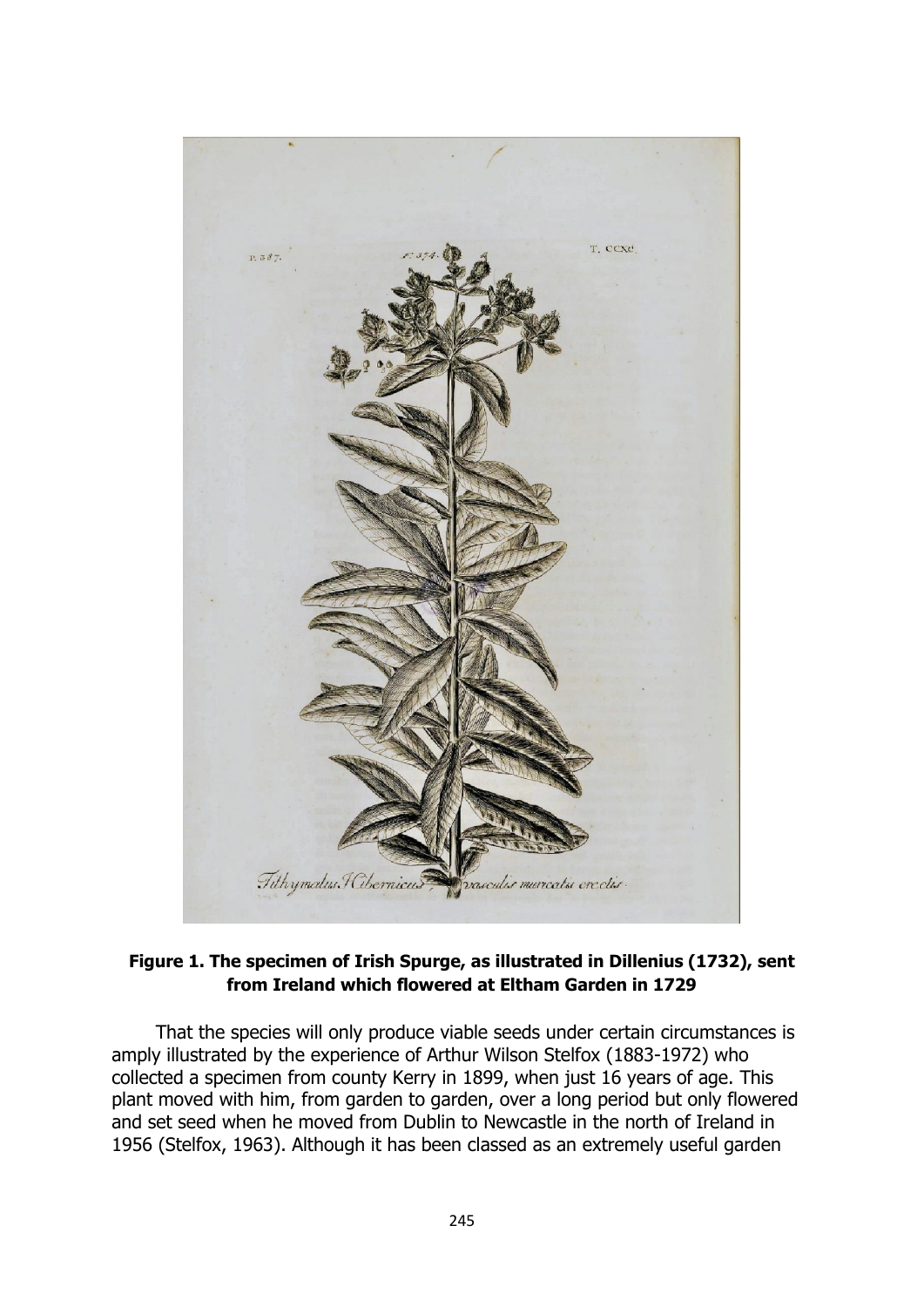**Figure 1. The specimen of Irish Spurge, as illustrated in Dillenius (1732), sent from Ireland which flowered at Eltham Garden in 1729**

That the species will only produce viable seeds under certain circumstances is amply illustrated by the experience of Arthur Wilson Stelfox (1883-1972) who collected a specimen from county Kerry in 1899, when just 16 years of age. This plant moved with him, from garden to garden, over a long period but only flowered and set seed when he moved from Dublin to Newcastle in the north of Ireland in 1956 (Stelfox, 1963). Although it has been classed as an extremely useful garden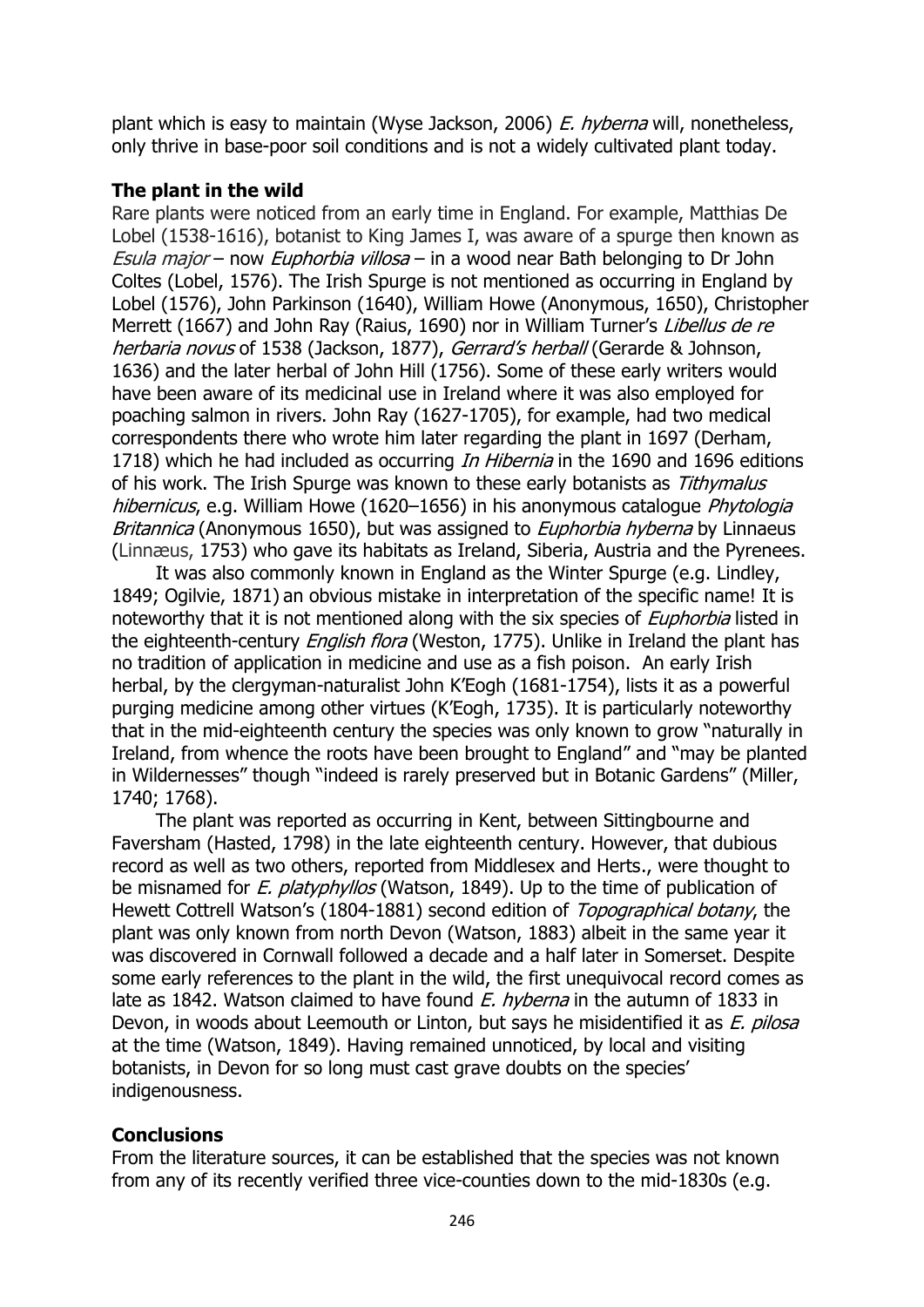plant which is easy to maintain (Wyse Jackson, 2006) *E. hyberna* will, nonetheless, only thrive in base-poor soil conditions and is not a widely cultivated plant today.

### The plant in the wild

Rare plants were noticed from an early time in England. For example, Matthias De Lobel (1538-1616), botanist to King James I, was aware of a spurge then known as *Esula major* – now *Euphorbia villosa* – in a wood near Bath belonging to Dr John Coltes (Lobel, 1576). The Irish Spurge is not mentioned as occurring in England by Lobel (1576), John Parkinson (1640), William Howe (Anonymous, 1650), Christopher Merrett (1667) and John Ray (Raius, 1690) nor in William Turner's *Libellus de re herbaria novus* of 1538 (Jackson, 1877), *Gerrard's herball* (Gerarde & Johnson, 1636) and the later herbal of John Hill (1756). Some of these early writers would have been aware of its medicinal use in Ireland where it was also employed for poaching salmon in rivers. John Ray (1627-1705), for example, had two medical correspondents there who wrote him later regarding the plant in 1697 (Derham, 1718) which he had included as occurring *In Hibernia* in the 1690 and 1696 editions of his work. The Irish Spurge was known to these early botanists as *Tithymalus hibernicus*, e.g. William Howe (1620–1656) in his anonymous catalogue *Phytologia Britannica* (Anonymous 1650), but was assigned to *Euphorbia hyberna* by Linnaeus (Linnæus, 1753) who gave its habitats as Ireland, Siberia, Austria and the Pyrenees.

It was also commonly known in England as the Winter Spurge (e.g. Lindley, 1849; Ogilvie, 1871) an obvious mistake in interpretation of the specific name! It is noteworthy that it is not mentioned along with the six species of *Euphorbia* listed in the eighteenth-century *English flora* (Weston, 1775). Unlike in Ireland the plant has no tradition of application in medicine and use as a fish poison. An early Irish herbal, by the clergyman-naturalist John K'Eogh (1681-1754), lists it as a powerful purging medicine among other virtues (K'Eogh, 1735). It is particularly noteworthy that in the mid-eighteenth century the species was only known to grow "naturally in Ireland, from whence the roots have been brought to England" and "may be planted in Wildernesses" though "indeed is rarely preserved but in Botanic Gardens" (Miller, 1740; 1768).

The plant was reported as occurring in Kent, between Sittingbourne and Faversham (Hasted, 1798) in the late eighteenth century. However, that dubious record as well as two others, reported from Middlesex and Herts., were thought to be misnamed for *E. platyphyllos* (Watson, 1849). Up to the time of publication of Hewett Cottrell Watson's (1804-1881) second edition of *Topographical botany*, the plant was only known from north Devon (Watson, 1883) albeit in the same year it was discovered in Cornwall followed a decade and a half later in Somerset. Despite some early references to the plant in the wild, the first unequivocal record comes as late as 1842. Watson claimed to have found *E. hyberna* in the autumn of 1833 in Devon, in woods about Leemouth or Linton, but says he misidentified it as *E. pilosa* at the time (Watson, 1849). Having remained unnoticed, by local and visiting botanists, in Devon for so long must cast grave doubts on the species' indigenousness.

### Conclusions

From the literature sources, it can be established that the species was not known from any of its recently verified three vice-counties down to the mid-1830s (e.g.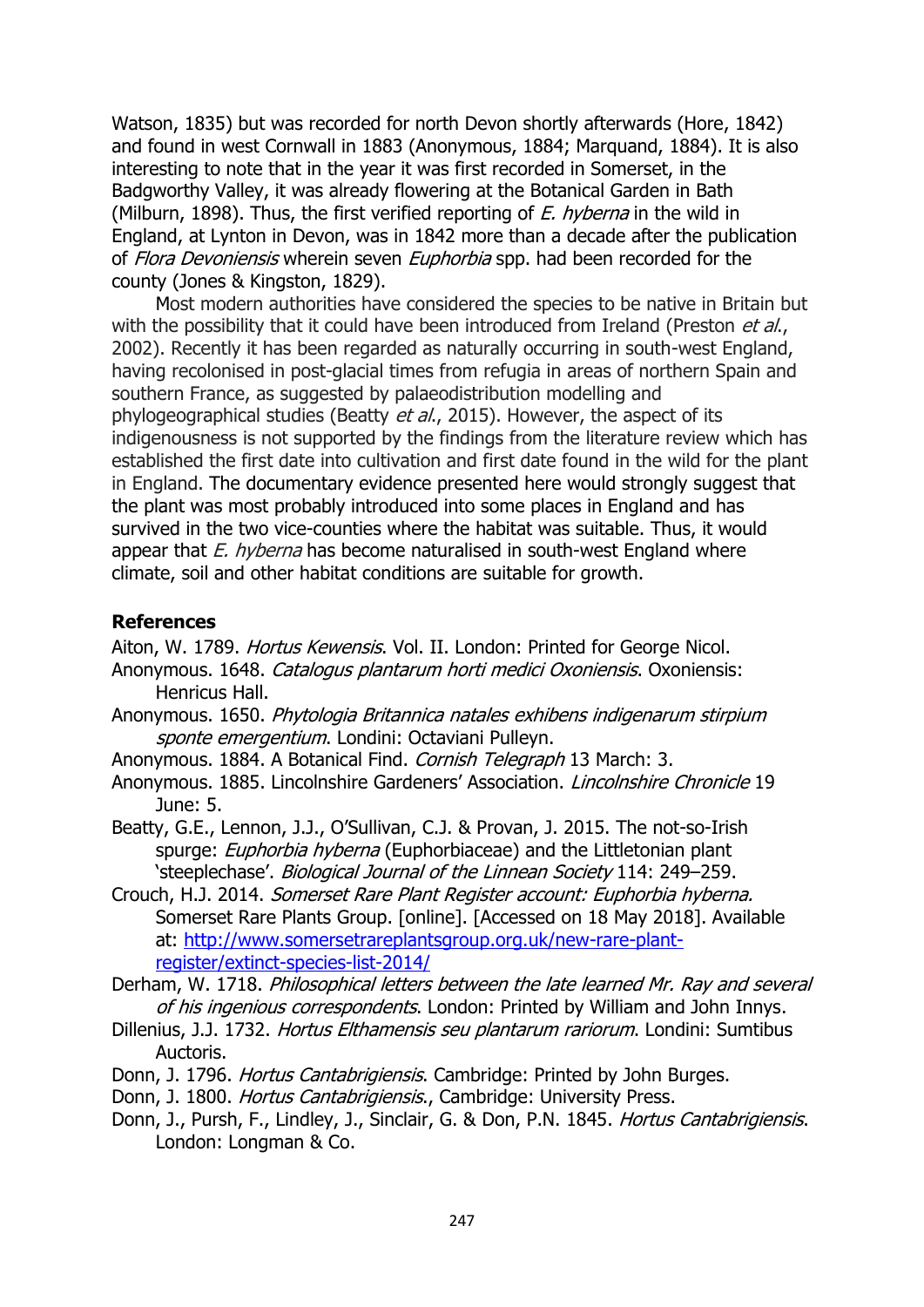Watson, 1835) but was recorded for north Devon shortly afterwards (Hore, 1842) and found in west Cornwall in 1883 (Anonymous, 1884; Marquand, 1884). It is also interesting to note that in the year it was first recorded in Somerset, in the Badgworthy Valley, it was already flowering at the Botanical Garden in Bath (Milburn, 1898). Thus, the first verified reporting of *E. hyberna* in the wild in England, at Lynton in Devon, was in 1842 more than a decade after the publication of *Flora Devoniensis* wherein seven *Euphorbia* spp. had been recorded for the county (Jones & Kingston, 1829).

Most modern authorities have considered the species to be native in Britain but with the possibility that it could have been introduced from Ireland (Preston *et al.*, 2002). Recently it has been regarded as naturally occurring in south-west England, having recolonised in post-glacial times from refugia in areas of northern Spain and southern France, as suggested by palaeodistribution modelling and phylogeographical studies (Beatty *et al.*, 2015). However, the aspect of its indigenousness is not supported by the findings from the literature review which has established the first date into cultivation and first date found in the wild for the plant in England. The documentary evidence presented here would strongly suggest that the plant was most probably introduced into some places in England and has survived in the two vice-counties where the habitat was suitable. Thus, it would appear that *E. hyberna* has become naturalised in south-west England where climate, soil and other habitat conditions are suitable for growth.

## References

Aiton, W. 1789. *Hortus Kewensis*. Vol. II. London: Printed for George Nicol.

Anonymous. 1648. *Catalogus plantarum horti medici Oxoniensis*. Oxoniensis: Henricus Hall.

Anonymous. 1650. *Phytologia Britannica natales exhibens indigenarum stirpium sponte emergentium*. Londini: Octaviani Pulleyn.

Anonymous. 1884. A Botanical Find. *Cornish Telegraph* 13 March: 3.

Anonymous. 1885. Lincolnshire Gardeners' Association. *Lincolnshire Chronicle* 19 June: 5.

Beatty, G.E., Lennon, J.J., O'Sullivan, C.J. & Provan, J. 2015. The not-so-Irish spurge: *Euphorbia hyberna* (Euphorbiaceae) and the Littletonian plant 'steeplechase'. *Biological Journal of the Linnean Society* 114: 249–259.

Crouch, H.J. 2014. *Somerset Rare Plant Register account: Euphorbia hyberna.* Somerset Rare Plants Group. [online]. [Accessed on 18 May 2018]. Available at: http://www.somersetrareplantsgroup.org.uk/new-rare-plant-register/extinct-species-list-2014/

Derham, W. 1718. *Philosophical letters between the late learned Mr. Ray and several of his ingenious correspondents*. London: Printed by William and John Innys.

Dillenius, J.J. 1732. *Hortus Elthamensis seu plantarum rariorum*. Londini: Sumtibus Auctoris.

Donn, J. 1796. *Hortus Cantabrigiensis*. Cambridge: Printed by John Burges.

Donn, J. 1800. *Hortus Cantabrigiensis.*, Cambridge: University Press.

Donn, J., Pursh, F., Lindley, J., Sinclair, G. & Don, P.N. 1845. *Hortus Cantabrigiensis*. London: Longman & Co.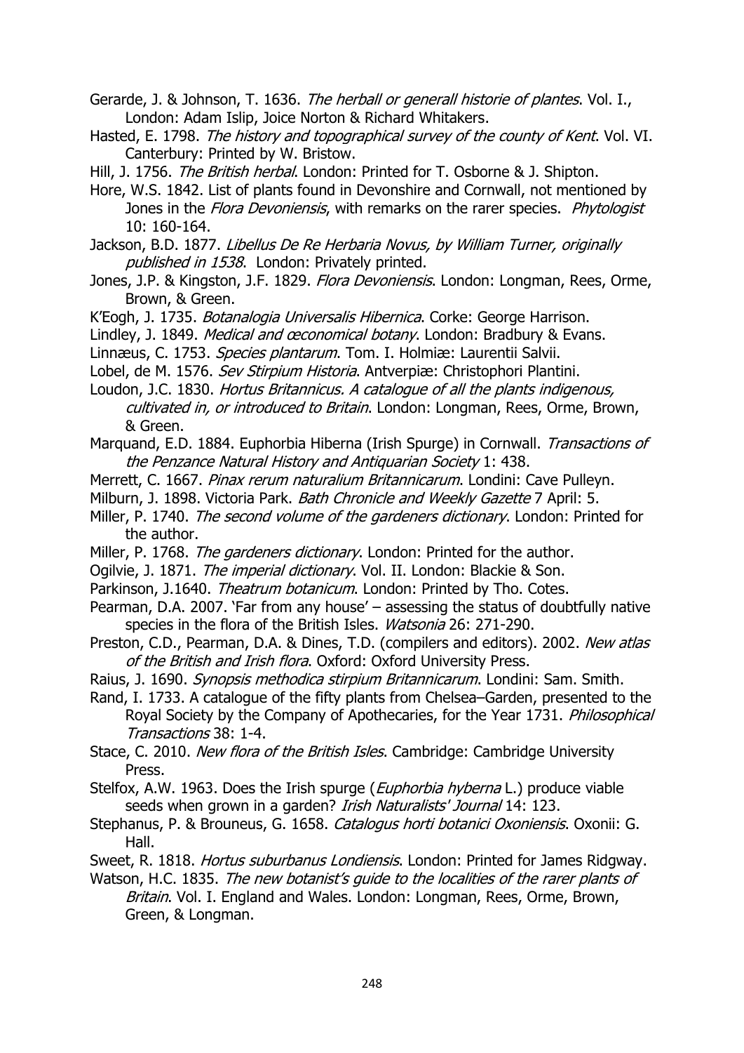Gerarde, J. & Johnson, T. 1636. *The herball or generall historie of plantes*. Vol. I., London: Adam Islip, Joice Norton & Richard Whitakers.

Hasted, E. 1798. *The history and topographical survey of the county of Kent*. Vol. VI. Canterbury: Printed by W. Bristow.

Hill, J. 1756. *The British herbal*. London: Printed for T. Osborne & J. Shipton.

Hore, W.S. 1842. List of plants found in Devonshire and Cornwall, not mentioned by Jones in the *Flora Devoniensis*, with remarks on the rarer species. *Phytologist* 10: 160-164.

Jackson, B.D. 1877. *Libellus De Re Herbaria Novus, by William Turner, originally published in 1538*. London: Privately printed.

Jones, J.P. & Kingston, J.F. 1829. *Flora Devoniensis*. London: Longman, Rees, Orme, Brown, & Green.

K'Eogh, J. 1735. *Botanalogia Universalis Hibernica*. Corke: George Harrison.

Lindley, J. 1849. *Medical and œconomical botany*. London: Bradbury & Evans.

Linnæus, C. 1753. *Species plantarum*. Tom. I. Holmiæ: Laurentii Salvii.

Lobel, de M. 1576. *Sev Stirpium Historia*. Antverpiæ: Christophori Plantini.

Loudon, J.C. 1830. *Hortus Britannicus. A catalogue of all the plants indigenous, cultivated in, or introduced to Britain*. London: Longman, Rees, Orme, Brown, & Green.

Marquand, E.D. 1884. Euphorbia Hiberna (Irish Spurge) in Cornwall. *Transactions of the Penzance Natural History and Antiquarian Society* 1: 438.

Merrett, C. 1667. *Pinax rerum naturalium Britannicarum*. Londini: Cave Pulleyn.

Milburn, J. 1898. Victoria Park. *Bath Chronicle and Weekly Gazette* 7 April: 5.

Miller, P. 1740. *The second volume of the gardeners dictionary*. London: Printed for the author.

Miller, P. 1768. *The gardeners dictionary*. London: Printed for the author.

Ogilvie, J. 1871. *The imperial dictionary*. Vol. II. London: Blackie & Son.

Parkinson, J.1640. *Theatrum botanicum*. London: Printed by Tho. Cotes.

Pearman, D.A. 2007. 'Far from any house' – assessing the status of doubtfully native species in the flora of the British Isles. *Watsonia* 26: 271-290.

Preston, C.D., Pearman, D.A. & Dines, T.D. (compilers and editors). 2002. *New atlas of the British and Irish flora*. Oxford: Oxford University Press.

Raius, J. 1690. *Synopsis methodica stirpium Britannicarum*. Londini: Sam. Smith.

Rand, I. 1733. A catalogue of the fifty plants from Chelsea–Garden, presented to the Royal Society by the Company of Apothecaries, for the Year 1731. *Philosophical Transactions* 38: 1-4.

Stace, C. 2010. *New flora of the British Isles*. Cambridge: Cambridge University Press.

Stelfox, A.W. 1963. Does the Irish spurge (*Euphorbia hyberna* L.) produce viable seeds when grown in a garden? *Irish Naturalists' Journal* 14: 123.

Stephanus, P. & Brouneus, G. 1658. *Catalogus horti botanici Oxoniensis*. Oxonii: G. Hall.

Sweet, R. 1818. *Hortus suburbanus Londiensis*. London: Printed for James Ridgway.

Watson, H.C. 1835. *The new botanist's guide to the localities of the rarer plants of Britain*. Vol. I. England and Wales. London: Longman, Rees, Orme, Brown, Green, & Longman.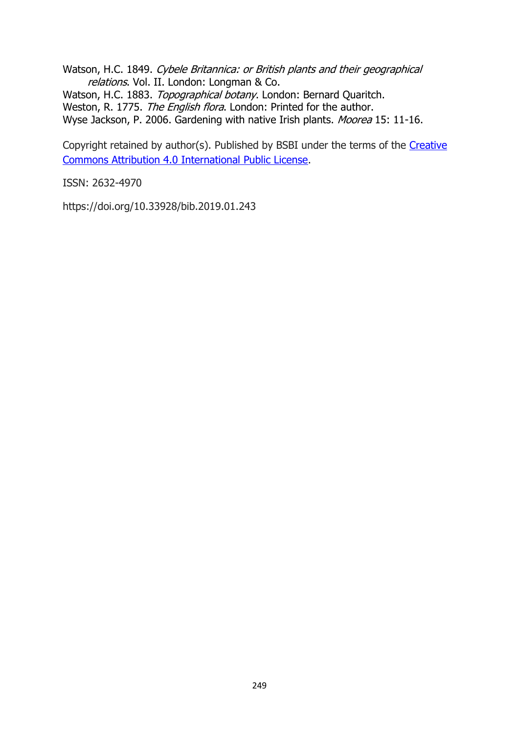Watson, H.C. 1849. *Cybele Britannica: or British plants and their geographical relations*. Vol. II. London: Longman & Co.
Watson, H.C. 1883. *Topographical botany*. London: Bernard Quaritch.
Weston, R. 1775. *The English flora*. London: Printed for the author.
Wyse Jackson, P. 2006. Gardening with native Irish plants. *Moorea* 15: 11-16.

Copyright retained by author(s). Published by BSBI under the terms of the Creative Commons Attribution 4.0 International Public License.

ISSN: 2632-4970

https://doi.org/10.33928/bib.2019.01.243